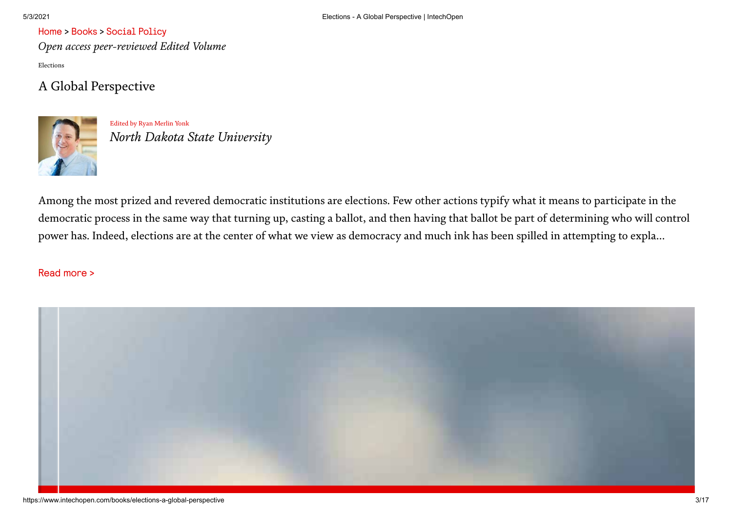Home > Books > Social Policy

*Open access peer-reviewed Edited Volume*

Elections

# A Global Perspective

Edited by Ryan Merlin Yonk

*North Dakota State University*

Among the most prized and revered democratic institutions are elections. Few other actions typify what it means to participate in the democratic process in the same way that turning up, casting a ballot, and then having that ballot be part of determining who will control power has. Indeed, elections are at the center of what we view as democracy and much ink has been spilled in attempting to expla...

Read more >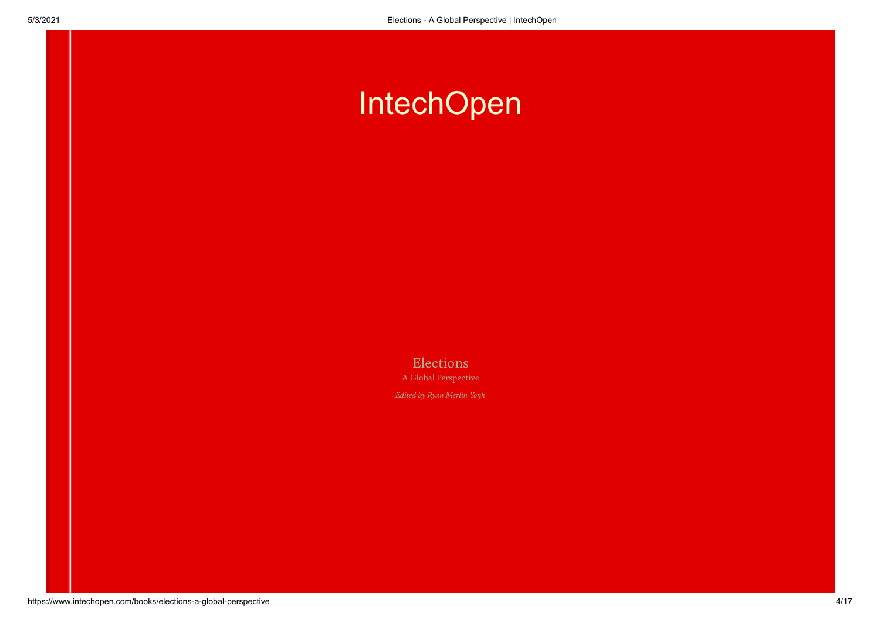IntechOpen

Elections

A Global Perspective

*Edited by Ryan Merlin Yonk*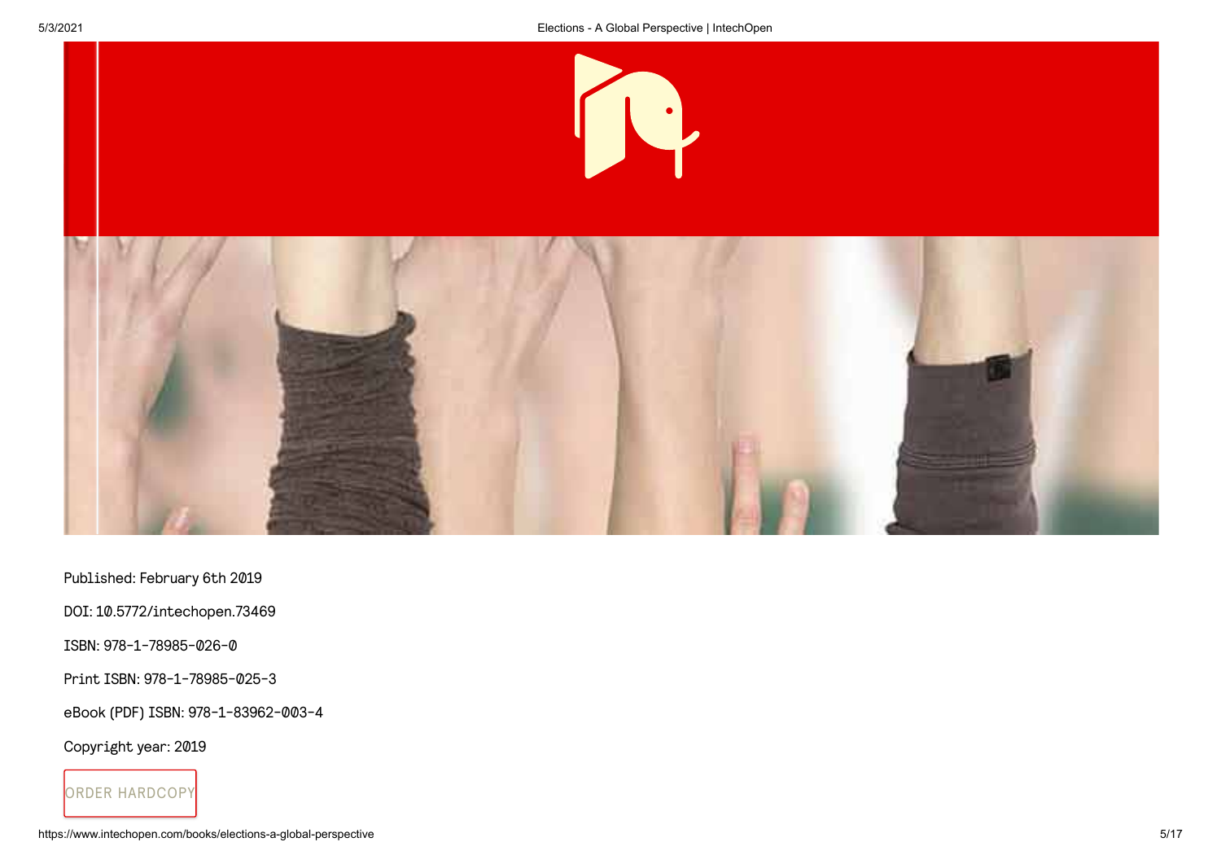Published: February 6th 2019

DOI: 10.5772/intechopen.73469

ISBN: 978-1-78985-026-0

Print ISBN: 978-1-78985-025-3

eBook (PDF) ISBN: 978-1-83962-003-4

Copyright year: 2019

ORDER HARDCOPY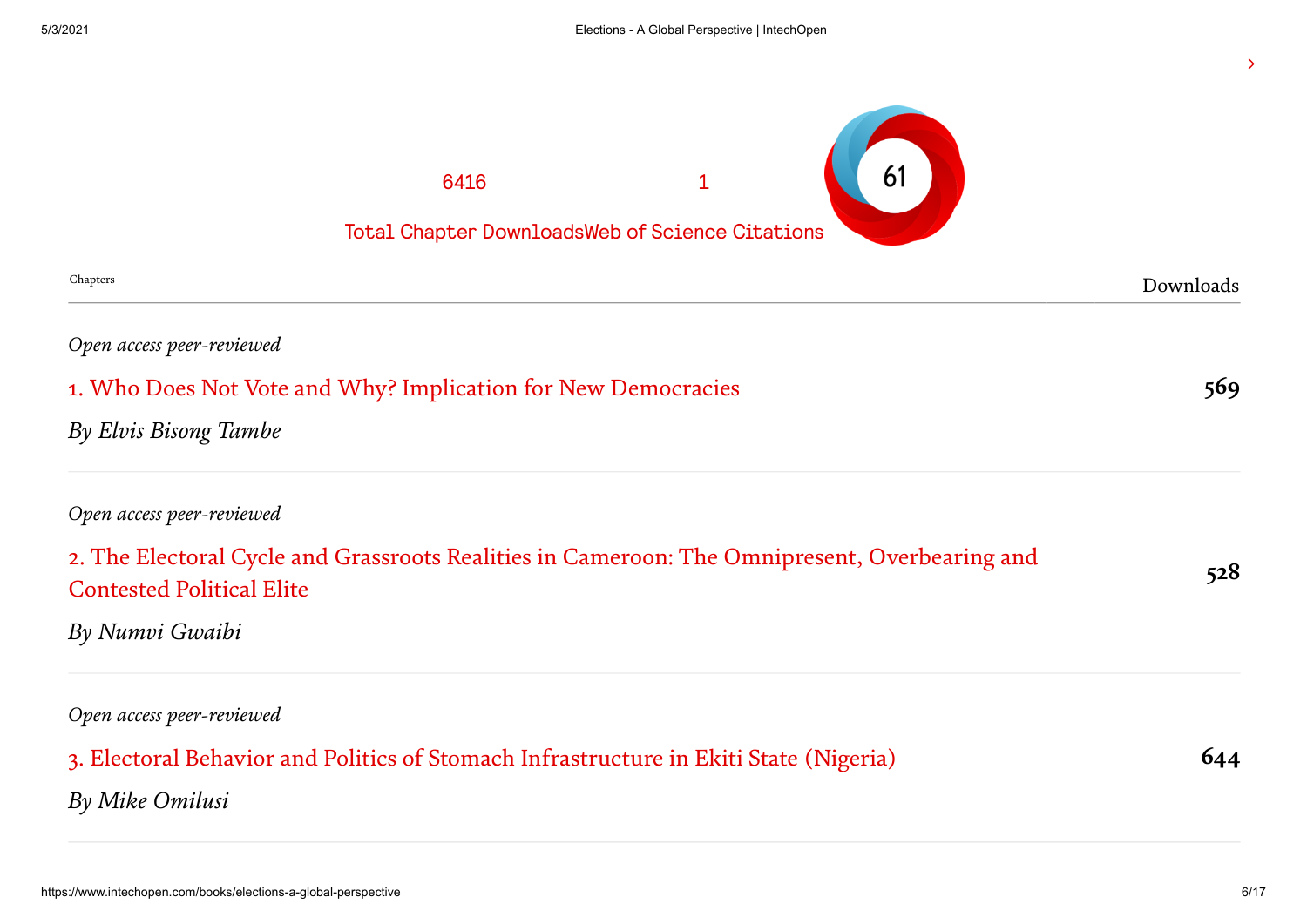6416 Total Chapter Downloads

1 Web of Science Citations

61

| Chapters | Downloads |
|---|---|
| *Open access peer-reviewed*<br>1. Who Does Not Vote and Why? Implication for New Democracies<br>*By Elvis Bisong Tambe* | 569 |
| *Open access peer-reviewed*<br>2. The Electoral Cycle and Grassroots Realities in Cameroon: The Omnipresent, Overbearing and Contested Political Elite<br>*By Numvi Gwaibi* | 528 |
| *Open access peer-reviewed*<br>3. Electoral Behavior and Politics of Stomach Infrastructure in Ekiti State (Nigeria)<br>*By Mike Omilusi* | 644 |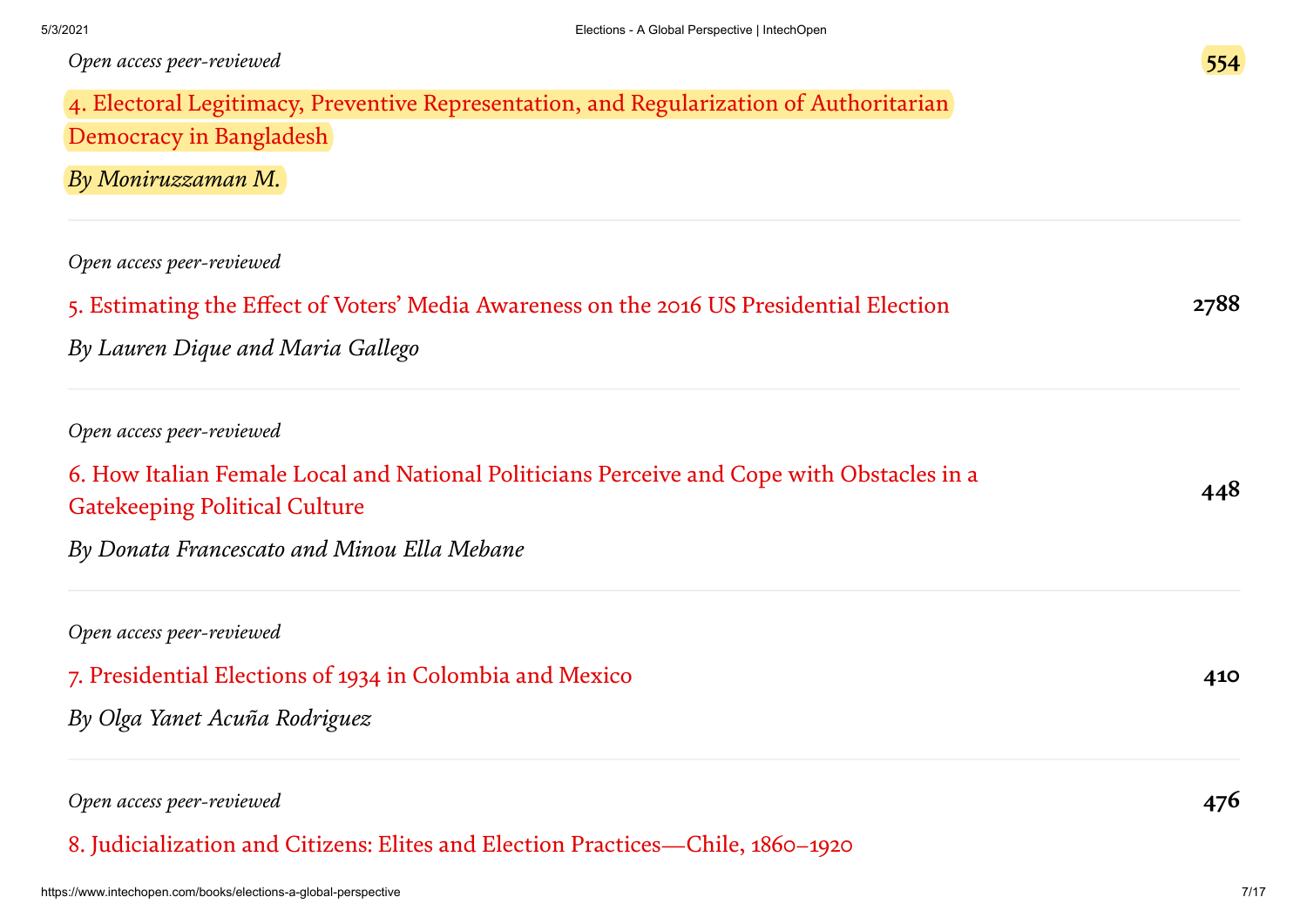*Open access peer-reviewed*

554

4. Electoral Legitimacy, Preventive Representation, and Regularization of Authoritarian Democracy in Bangladesh

*By Moniruzzaman M.*

---

*Open access peer-reviewed*

5. Estimating the Effect of Voters' Media Awareness on the 2016 US Presidential Election

2788

*By Lauren Dique and Maria Gallego*

---

*Open access peer-reviewed*

6. How Italian Female Local and National Politicians Perceive and Cope with Obstacles in a Gatekeeping Political Culture

448

*By Donata Francescato and Minou Ella Mebane*

---

*Open access peer-reviewed*

7. Presidential Elections of 1934 in Colombia and Mexico

410

*By Olga Yanet Acuña Rodriguez*

---

*Open access peer-reviewed*

476

8. Judicialization and Citizens: Elites and Election Practices—Chile, 1860–1920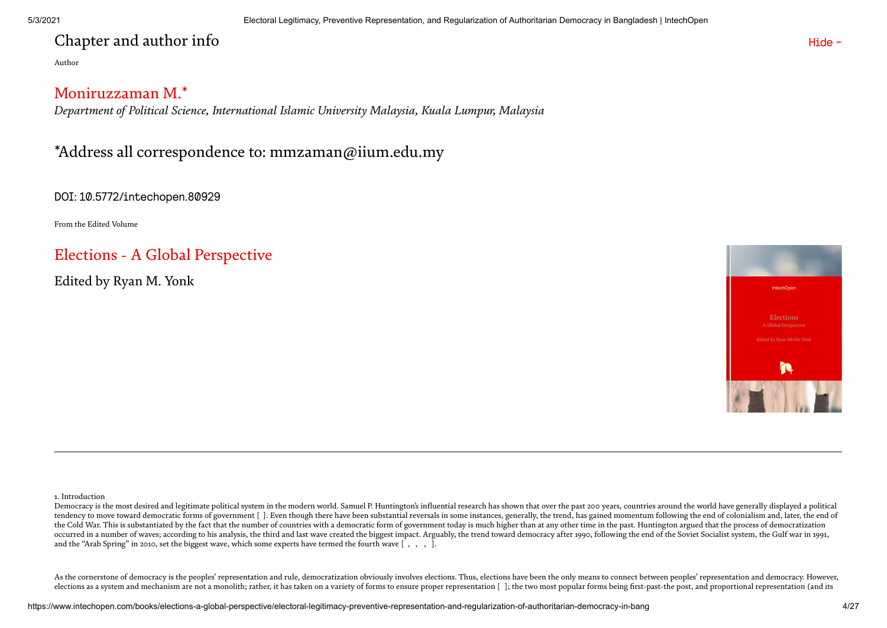# Chapter and author info

Hide -

Author

## Moniruzzaman M.*

*Department of Political Science, International Islamic University Malaysia, Kuala Lumpur, Malaysia*

*Address all correspondence to: mmzaman@iium.edu.my

DOI: 10.5772/intechopen.80929

From the Edited Volume

## Elections - A Global Perspective

Edited by Ryan M. Yonk

---

## 1. Introduction

Democracy is the most desired and legitimate political system in the modern world. Samuel P. Huntington's influential research has shown that over the past 200 years, countries around the world have generally displayed a political tendency to move toward democratic forms of government [ ]. Even though there have been substantial reversals in some instances, generally, the trend, has gained momentum following the end of colonialism and, later, the end of the Cold War. This is substantiated by the fact that the number of countries with a democratic form of government today is much higher than at any other time in the past. Huntington argued that the process of democratization occurred in a number of waves; according to his analysis, the third and last wave created the biggest impact. Arguably, the trend toward democracy after 1990, following the end of the Soviet Socialist system, the Gulf war in 1991, and the "Arab Spring" in 2010, set the biggest wave, which some experts have termed the fourth wave [ , , , ].

As the cornerstone of democracy is the peoples' representation and rule, democratization obviously involves elections. Thus, elections have been the only means to connect between peoples' representation and democracy. However, elections as a system and mechanism are not a monolith; rather, it has taken on a variety of forms to ensure proper representation [ ]; the two most popular forms being first-past-the post, and proportional representation (and its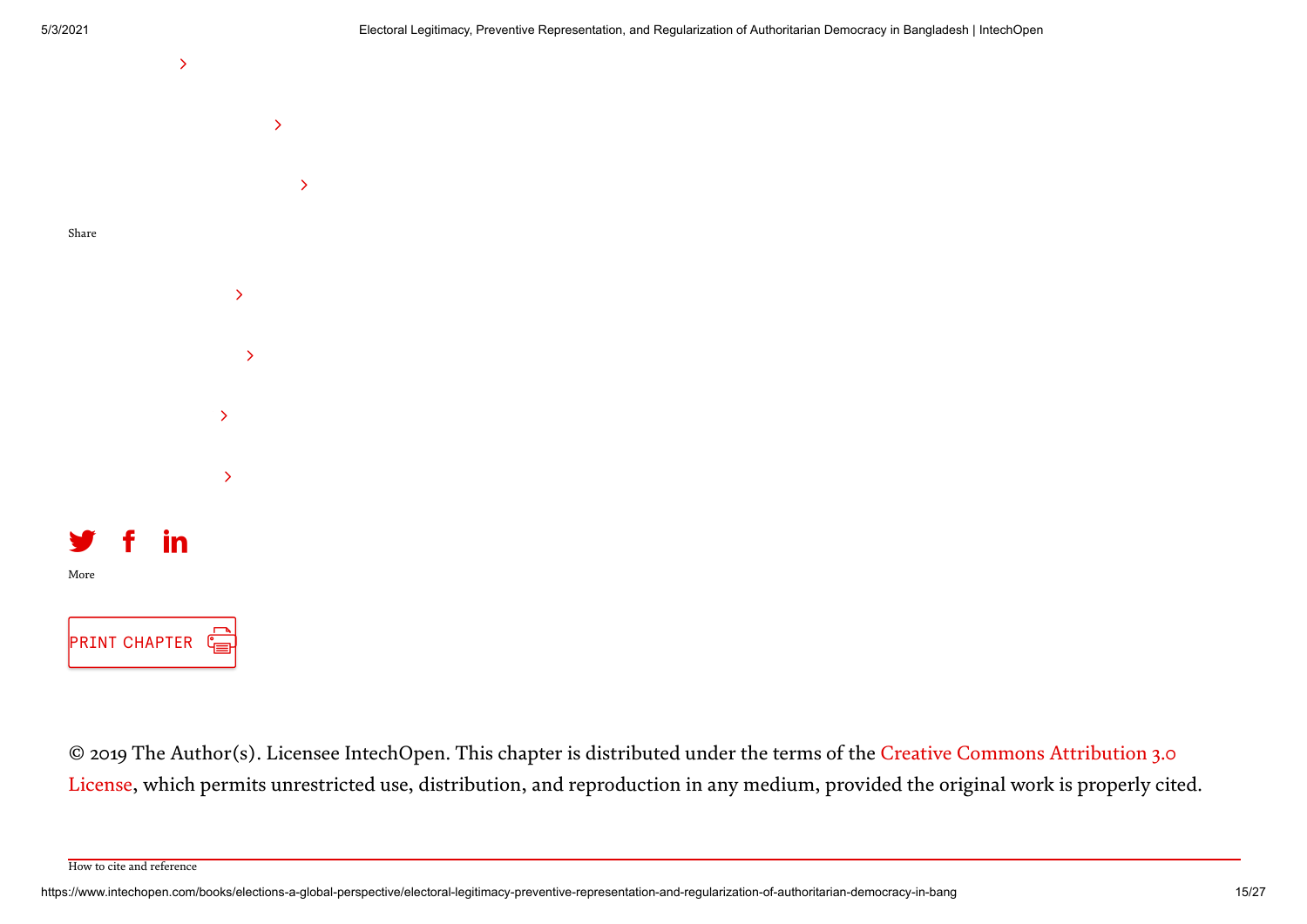Share

More

PRINT CHAPTER

© 2019 The Author(s). Licensee IntechOpen. This chapter is distributed under the terms of the Creative Commons Attribution 3.0 License, which permits unrestricted use, distribution, and reproduction in any medium, provided the original work is properly cited.

How to cite and reference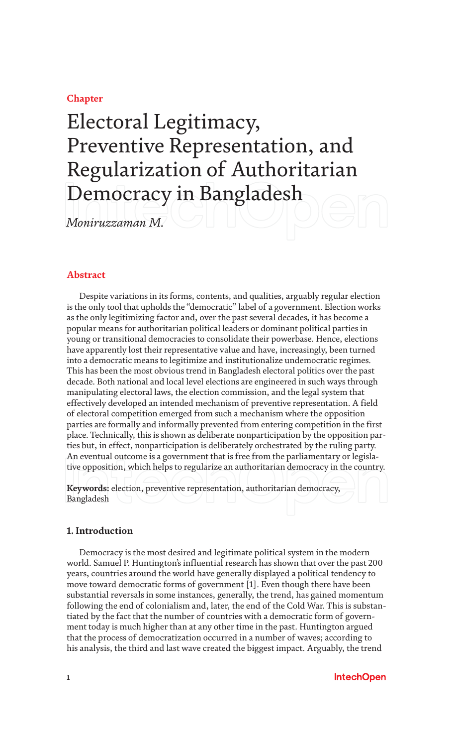Chapter

# Electoral Legitimacy, Preventive Representation, and Regularization of Authoritarian Democracy in Bangladesh

*Moniruzzaman M.*

## Abstract

Despite variations in its forms, contents, and qualities, arguably regular election is the only tool that upholds the "democratic" label of a government. Election works as the only legitimizing factor and, over the past several decades, it has become a popular means for authoritarian political leaders or dominant political parties in young or transitional democracies to consolidate their powerbase. Hence, elections have apparently lost their representative value and have, increasingly, been turned into a democratic means to legitimize and institutionalize undemocratic regimes. This has been the most obvious trend in Bangladesh electoral politics over the past decade. Both national and local level elections are engineered in such ways through manipulating electoral laws, the election commission, and the legal system that effectively developed an intended mechanism of preventive representation. A field of electoral competition emerged from such a mechanism where the opposition parties are formally and informally prevented from entering competition in the first place. Technically, this is shown as deliberate nonparticipation by the opposition parties but, in effect, nonparticipation is deliberately orchestrated by the ruling party. An eventual outcome is a government that is free from the parliamentary or legislative opposition, which helps to regularize an authoritarian democracy in the country.

**Keywords:** election, preventive representation, authoritarian democracy, Bangladesh

### 1. Introduction

Democracy is the most desired and legitimate political system in the modern world. Samuel P. Huntington's influential research has shown that over the past 200 years, countries around the world have generally displayed a political tendency to move toward democratic forms of government [1]. Even though there have been substantial reversals in some instances, generally, the trend, has gained momentum following the end of colonialism and, later, the end of the Cold War. This is substantiated by the fact that the number of countries with a democratic form of government today is much higher than at any other time in the past. Huntington argued that the process of democratization occurred in a number of waves; according to his analysis, the third and last wave created the biggest impact. Arguably, the trend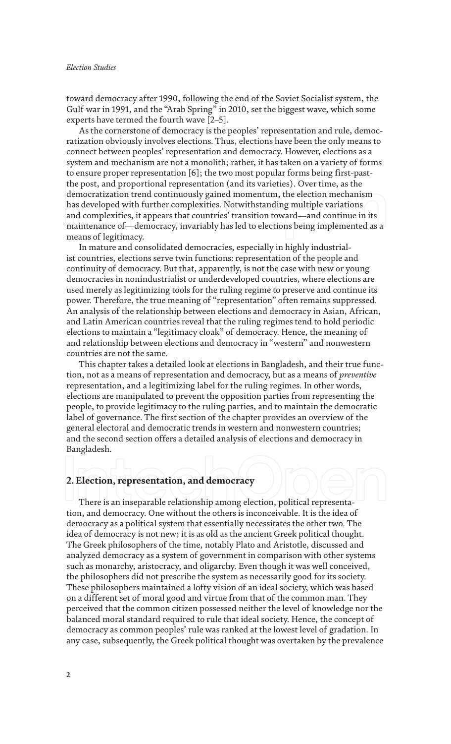toward democracy after 1990, following the end of the Soviet Socialist system, the Gulf war in 1991, and the "Arab Spring" in 2010, set the biggest wave, which some experts have termed the fourth wave [2–5].

As the cornerstone of democracy is the peoples' representation and rule, democratization obviously involves elections. Thus, elections have been the only means to connect between peoples' representation and democracy. However, elections as a system and mechanism are not a monolith; rather, it has taken on a variety of forms to ensure proper representation [6]; the two most popular forms being first-past-the post, and proportional representation (and its varieties). Over time, as the democratization trend continuously gained momentum, the election mechanism has developed with further complexities. Notwithstanding multiple variations and complexities, it appears that countries' transition toward—and continue in its maintenance of—democracy, invariably has led to elections being implemented as a means of legitimacy.

In mature and consolidated democracies, especially in highly industrialist countries, elections serve twin functions: representation of the people and continuity of democracy. But that, apparently, is not the case with new or young democracies in nonindustrialist or underdeveloped countries, where elections are used merely as legitimizing tools for the ruling regime to preserve and continue its power. Therefore, the true meaning of "representation" often remains suppressed. An analysis of the relationship between elections and democracy in Asian, African, and Latin American countries reveal that the ruling regimes tend to hold periodic elections to maintain a "legitimacy cloak" of democracy. Hence, the meaning of and relationship between elections and democracy in "western" and nonwestern countries are not the same.

This chapter takes a detailed look at elections in Bangladesh, and their true function, not as a means of representation and democracy, but as a means of *preventive* representation, and a legitimizing label for the ruling regimes. In other words, elections are manipulated to prevent the opposition parties from representing the people, to provide legitimacy to the ruling parties, and to maintain the democratic label of governance. The first section of the chapter provides an overview of the general electoral and democratic trends in western and nonwestern countries; and the second section offers a detailed analysis of elections and democracy in Bangladesh.

## 2. Election, representation, and democracy

There is an inseparable relationship among election, political representation, and democracy. One without the others is inconceivable. It is the idea of democracy as a political system that essentially necessitates the other two. The idea of democracy is not new; it is as old as the ancient Greek political thought. The Greek philosophers of the time, notably Plato and Aristotle, discussed and analyzed democracy as a system of government in comparison with other systems such as monarchy, aristocracy, and oligarchy. Even though it was well conceived, the philosophers did not prescribe the system as necessarily good for its society. These philosophers maintained a lofty vision of an ideal society, which was based on a different set of moral good and virtue from that of the common man. They perceived that the common citizen possessed neither the level of knowledge nor the balanced moral standard required to rule that ideal society. Hence, the concept of democracy as common peoples' rule was ranked at the lowest level of gradation. In any case, subsequently, the Greek political thought was overtaken by the prevalence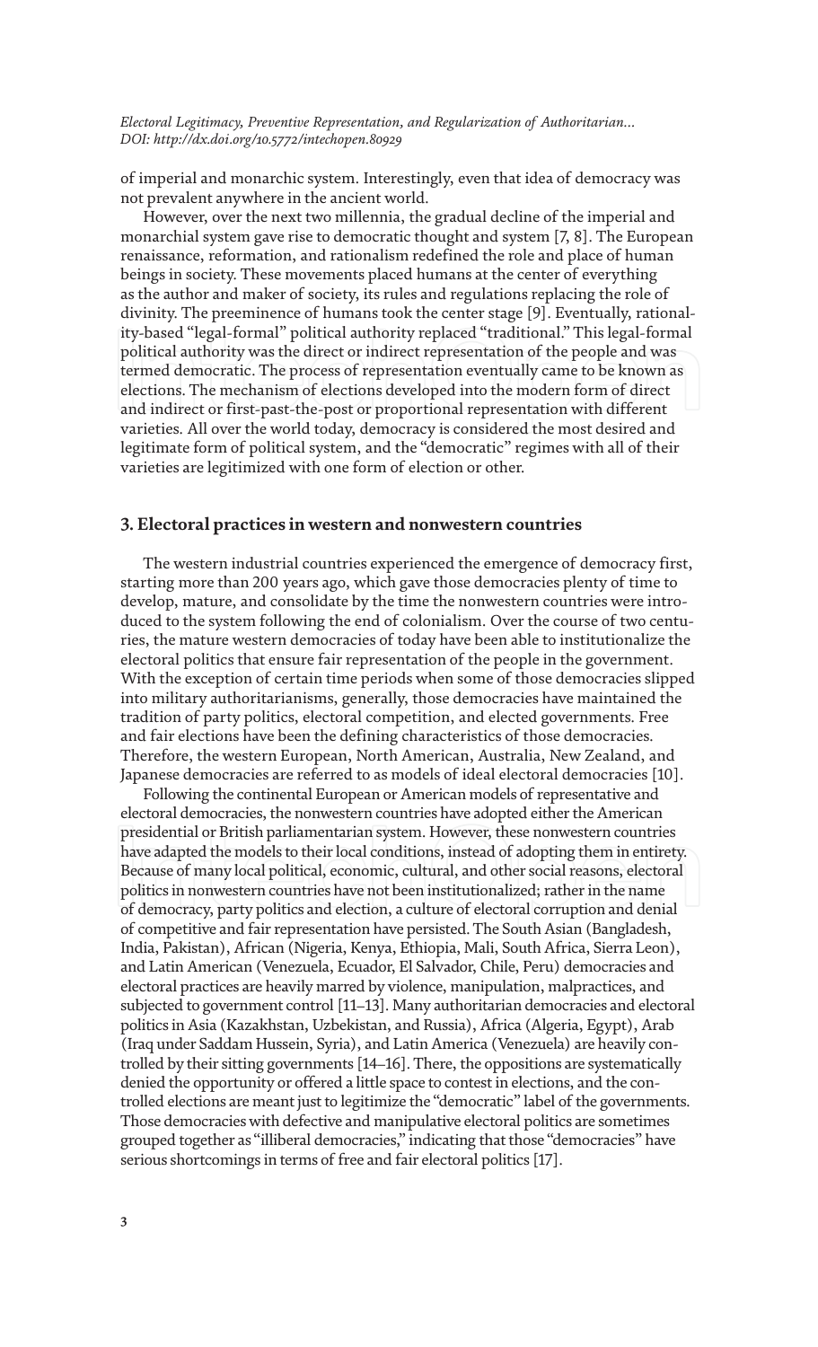of imperial and monarchic system. Interestingly, even that idea of democracy was not prevalent anywhere in the ancient world.

However, over the next two millennia, the gradual decline of the imperial and monarchial system gave rise to democratic thought and system [7, 8]. The European renaissance, reformation, and rationalism redefined the role and place of human beings in society. These movements placed humans at the center of everything as the author and maker of society, its rules and regulations replacing the role of divinity. The preeminence of humans took the center stage [9]. Eventually, rationality-based "legal-formal" political authority replaced "traditional." This legal-formal political authority was the direct or indirect representation of the people and was termed democratic. The process of representation eventually came to be known as elections. The mechanism of elections developed into the modern form of direct and indirect or first-past-the-post or proportional representation with different varieties. All over the world today, democracy is considered the most desired and legitimate form of political system, and the "democratic" regimes with all of their varieties are legitimized with one form of election or other.

## 3. Electoral practices in western and nonwestern countries

The western industrial countries experienced the emergence of democracy first, starting more than 200 years ago, which gave those democracies plenty of time to develop, mature, and consolidate by the time the nonwestern countries were introduced to the system following the end of colonialism. Over the course of two centuries, the mature western democracies of today have been able to institutionalize the electoral politics that ensure fair representation of the people in the government. With the exception of certain time periods when some of those democracies slipped into military authoritarianisms, generally, those democracies have maintained the tradition of party politics, electoral competition, and elected governments. Free and fair elections have been the defining characteristics of those democracies. Therefore, the western European, North American, Australia, New Zealand, and Japanese democracies are referred to as models of ideal electoral democracies [10].

Following the continental European or American models of representative and electoral democracies, the nonwestern countries have adopted either the American presidential or British parliamentarian system. However, these nonwestern countries have adapted the models to their local conditions, instead of adopting them in entirety. Because of many local political, economic, cultural, and other social reasons, electoral politics in nonwestern countries have not been institutionalized; rather in the name of democracy, party politics and election, a culture of electoral corruption and denial of competitive and fair representation have persisted. The South Asian (Bangladesh, India, Pakistan), African (Nigeria, Kenya, Ethiopia, Mali, South Africa, Sierra Leon), and Latin American (Venezuela, Ecuador, El Salvador, Chile, Peru) democracies and electoral practices are heavily marred by violence, manipulation, malpractices, and subjected to government control [11–13]. Many authoritarian democracies and electoral politics in Asia (Kazakhstan, Uzbekistan, and Russia), Africa (Algeria, Egypt), Arab (Iraq under Saddam Hussein, Syria), and Latin America (Venezuela) are heavily controlled by their sitting governments [14–16]. There, the oppositions are systematically denied the opportunity or offered a little space to contest in elections, and the controlled elections are meant just to legitimize the "democratic" label of the governments. Those democracies with defective and manipulative electoral politics are sometimes grouped together as "illiberal democracies," indicating that those "democracies" have serious shortcomings in terms of free and fair electoral politics [17].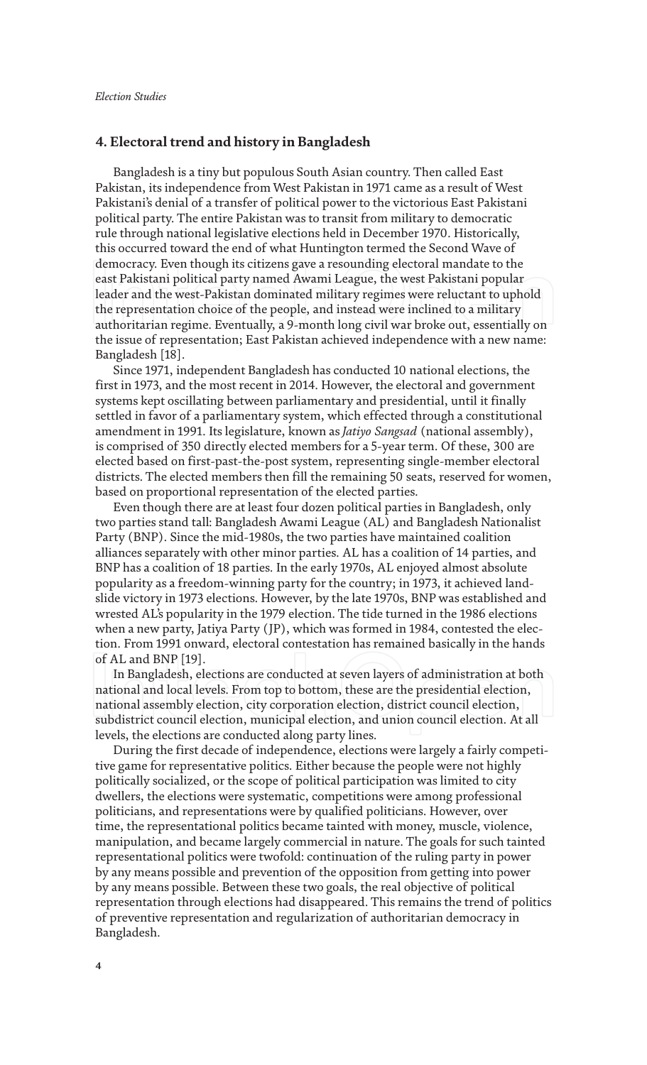## 4. Electoral trend and history in Bangladesh

Bangladesh is a tiny but populous South Asian country. Then called East Pakistan, its independence from West Pakistan in 1971 came as a result of West Pakistani's denial of a transfer of political power to the victorious East Pakistani political party. The entire Pakistan was to transit from military to democratic rule through national legislative elections held in December 1970. Historically, this occurred toward the end of what Huntington termed the Second Wave of democracy. Even though its citizens gave a resounding electoral mandate to the east Pakistani political party named Awami League, the west Pakistani popular leader and the west-Pakistan dominated military regimes were reluctant to uphold the representation choice of the people, and instead were inclined to a military authoritarian regime. Eventually, a 9-month long civil war broke out, essentially on the issue of representation; East Pakistan achieved independence with a new name: Bangladesh [18].

Since 1971, independent Bangladesh has conducted 10 national elections, the first in 1973, and the most recent in 2014. However, the electoral and government systems kept oscillating between parliamentary and presidential, until it finally settled in favor of a parliamentary system, which effected through a constitutional amendment in 1991. Its legislature, known as *Jatiyo Sangsad* (national assembly), is comprised of 350 directly elected members for a 5-year term. Of these, 300 are elected based on first-past-the-post system, representing single-member electoral districts. The elected members then fill the remaining 50 seats, reserved for women, based on proportional representation of the elected parties.

Even though there are at least four dozen political parties in Bangladesh, only two parties stand tall: Bangladesh Awami League (AL) and Bangladesh Nationalist Party (BNP). Since the mid-1980s, the two parties have maintained coalition alliances separately with other minor parties. AL has a coalition of 14 parties, and BNP has a coalition of 18 parties. In the early 1970s, AL enjoyed almost absolute popularity as a freedom-winning party for the country; in 1973, it achieved landslide victory in 1973 elections. However, by the late 1970s, BNP was established and wrested AL's popularity in the 1979 election. The tide turned in the 1986 elections when a new party, Jatiya Party (JP), which was formed in 1984, contested the election. From 1991 onward, electoral contestation has remained basically in the hands of AL and BNP [19].

In Bangladesh, elections are conducted at seven layers of administration at both national and local levels. From top to bottom, these are the presidential election, national assembly election, city corporation election, district council election, subdistrict council election, municipal election, and union council election. At all levels, the elections are conducted along party lines.

During the first decade of independence, elections were largely a fairly competitive game for representative politics. Either because the people were not highly politically socialized, or the scope of political participation was limited to city dwellers, the elections were systematic, competitions were among professional politicians, and representations were by qualified politicians. However, over time, the representational politics became tainted with money, muscle, violence, manipulation, and became largely commercial in nature. The goals for such tainted representational politics were twofold: continuation of the ruling party in power by any means possible and prevention of the opposition from getting into power by any means possible. Between these two goals, the real objective of political representation through elections had disappeared. This remains the trend of politics of preventive representation and regularization of authoritarian democracy in Bangladesh.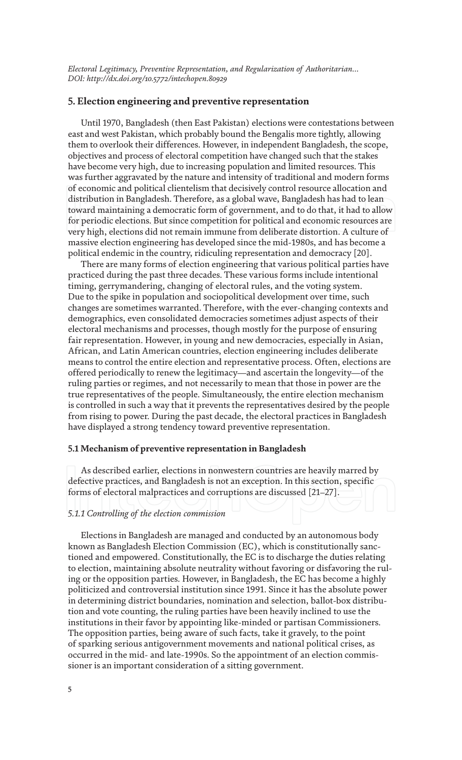## 5. Election engineering and preventive representation

Until 1970, Bangladesh (then East Pakistan) elections were contestations between east and west Pakistan, which probably bound the Bengalis more tightly, allowing them to overlook their differences. However, in independent Bangladesh, the scope, objectives and process of electoral competition have changed such that the stakes have become very high, due to increasing population and limited resources. This was further aggravated by the nature and intensity of traditional and modern forms of economic and political clientelism that decisively control resource allocation and distribution in Bangladesh. Therefore, as a global wave, Bangladesh has had to lean toward maintaining a democratic form of government, and to do that, it had to allow for periodic elections. But since competition for political and economic resources are very high, elections did not remain immune from deliberate distortion. A culture of massive election engineering has developed since the mid-1980s, and has become a political endemic in the country, ridiculing representation and democracy [20].

There are many forms of election engineering that various political parties have practiced during the past three decades. These various forms include intentional timing, gerrymandering, changing of electoral rules, and the voting system. Due to the spike in population and sociopolitical development over time, such changes are sometimes warranted. Therefore, with the ever-changing contexts and demographics, even consolidated democracies sometimes adjust aspects of their electoral mechanisms and processes, though mostly for the purpose of ensuring fair representation. However, in young and new democracies, especially in Asian, African, and Latin American countries, election engineering includes deliberate means to control the entire election and representative process. Often, elections are offered periodically to renew the legitimacy—and ascertain the longevity—of the ruling parties or regimes, and not necessarily to mean that those in power are the true representatives of the people. Simultaneously, the entire election mechanism is controlled in such a way that it prevents the representatives desired by the people from rising to power. During the past decade, the electoral practices in Bangladesh have displayed a strong tendency toward preventive representation.

### 5.1 Mechanism of preventive representation in Bangladesh

As described earlier, elections in nonwestern countries are heavily marred by defective practices, and Bangladesh is not an exception. In this section, specific forms of electoral malpractices and corruptions are discussed [21–27].

#### *5.1.1 Controlling of the election commission*

Elections in Bangladesh are managed and conducted by an autonomous body known as Bangladesh Election Commission (EC), which is constitutionally sanctioned and empowered. Constitutionally, the EC is to discharge the duties relating to election, maintaining absolute neutrality without favoring or disfavoring the ruling or the opposition parties. However, in Bangladesh, the EC has become a highly politicized and controversial institution since 1991. Since it has the absolute power in determining district boundaries, nomination and selection, ballot-box distribution and vote counting, the ruling parties have been heavily inclined to use the institutions in their favor by appointing like-minded or partisan Commissioners. The opposition parties, being aware of such facts, take it gravely, to the point of sparking serious antigovernment movements and national political crises, as occurred in the mid- and late-1990s. So the appointment of an election commissioner is an important consideration of a sitting government.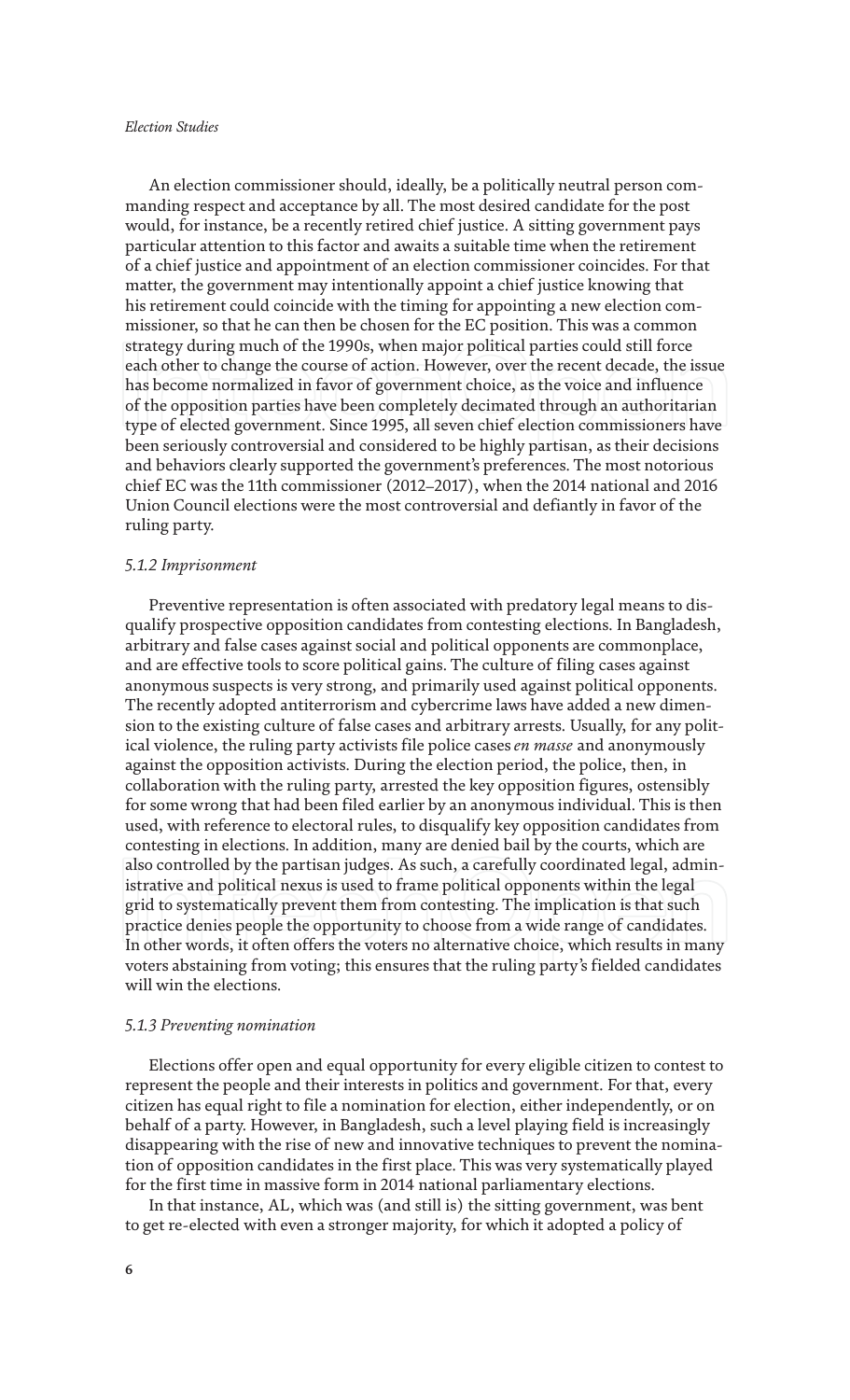An election commissioner should, ideally, be a politically neutral person commanding respect and acceptance by all. The most desired candidate for the post would, for instance, be a recently retired chief justice. A sitting government pays particular attention to this factor and awaits a suitable time when the retirement of a chief justice and appointment of an election commissioner coincides. For that matter, the government may intentionally appoint a chief justice knowing that his retirement could coincide with the timing for appointing a new election commissioner, so that he can then be chosen for the EC position. This was a common strategy during much of the 1990s, when major political parties could still force each other to change the course of action. However, over the recent decade, the issue has become normalized in favor of government choice, as the voice and influence of the opposition parties have been completely decimated through an authoritarian type of elected government. Since 1995, all seven chief election commissioners have been seriously controversial and considered to be highly partisan, as their decisions and behaviors clearly supported the government's preferences. The most notorious chief EC was the 11th commissioner (2012–2017), when the 2014 national and 2016 Union Council elections were the most controversial and defiantly in favor of the ruling party.

#### *5.1.2 Imprisonment*

Preventive representation is often associated with predatory legal means to disqualify prospective opposition candidates from contesting elections. In Bangladesh, arbitrary and false cases against social and political opponents are commonplace, and are effective tools to score political gains. The culture of filing cases against anonymous suspects is very strong, and primarily used against political opponents. The recently adopted antiterrorism and cybercrime laws have added a new dimension to the existing culture of false cases and arbitrary arrests. Usually, for any political violence, the ruling party activists file police cases *en masse* and anonymously against the opposition activists. During the election period, the police, then, in collaboration with the ruling party, arrested the key opposition figures, ostensibly for some wrong that had been filed earlier by an anonymous individual. This is then used, with reference to electoral rules, to disqualify key opposition candidates from contesting in elections. In addition, many are denied bail by the courts, which are also controlled by the partisan judges. As such, a carefully coordinated legal, administrative and political nexus is used to frame political opponents within the legal grid to systematically prevent them from contesting. The implication is that such practice denies people the opportunity to choose from a wide range of candidates. In other words, it often offers the voters no alternative choice, which results in many voters abstaining from voting; this ensures that the ruling party's fielded candidates will win the elections.

#### *5.1.3 Preventing nomination*

Elections offer open and equal opportunity for every eligible citizen to contest to represent the people and their interests in politics and government. For that, every citizen has equal right to file a nomination for election, either independently, or on behalf of a party. However, in Bangladesh, such a level playing field is increasingly disappearing with the rise of new and innovative techniques to prevent the nomination of opposition candidates in the first place. This was very systematically played for the first time in massive form in 2014 national parliamentary elections.

In that instance, AL, which was (and still is) the sitting government, was bent to get re-elected with even a stronger majority, for which it adopted a policy of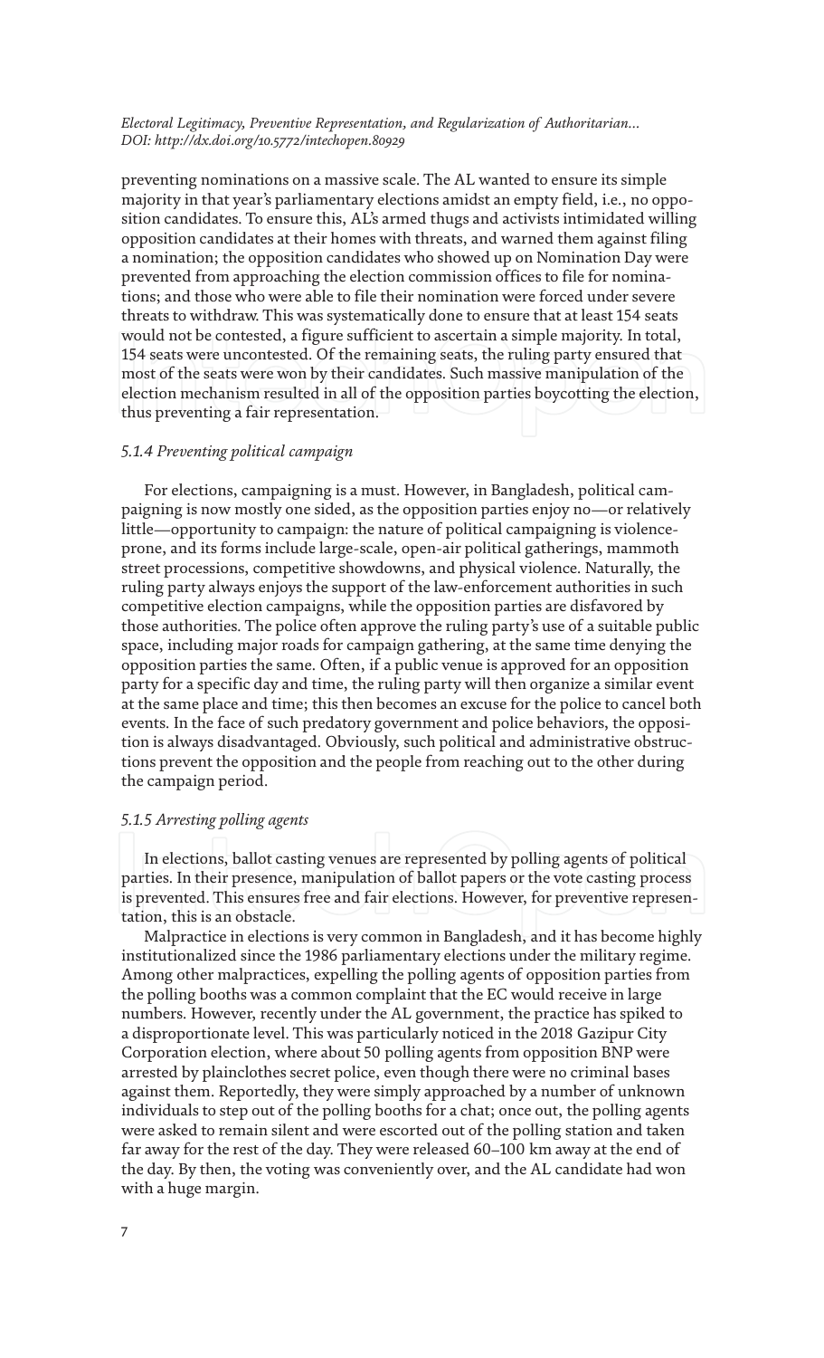preventing nominations on a massive scale. The AL wanted to ensure its simple majority in that year's parliamentary elections amidst an empty field, i.e., no opposition candidates. To ensure this, AL's armed thugs and activists intimidated willing opposition candidates at their homes with threats, and warned them against filing a nomination; the opposition candidates who showed up on Nomination Day were prevented from approaching the election commission offices to file for nominations; and those who were able to file their nomination were forced under severe threats to withdraw. This was systematically done to ensure that at least 154 seats would not be contested, a figure sufficient to ascertain a simple majority. In total, 154 seats were uncontested. Of the remaining seats, the ruling party ensured that most of the seats were won by their candidates. Such massive manipulation of the election mechanism resulted in all of the opposition parties boycotting the election, thus preventing a fair representation.

#### *5.1.4 Preventing political campaign*

For elections, campaigning is a must. However, in Bangladesh, political campaigning is now mostly one sided, as the opposition parties enjoy no—or relatively little—opportunity to campaign: the nature of political campaigning is violence-prone, and its forms include large-scale, open-air political gatherings, mammoth street processions, competitive showdowns, and physical violence. Naturally, the ruling party always enjoys the support of the law-enforcement authorities in such competitive election campaigns, while the opposition parties are disfavored by those authorities. The police often approve the ruling party's use of a suitable public space, including major roads for campaign gathering, at the same time denying the opposition parties the same. Often, if a public venue is approved for an opposition party for a specific day and time, the ruling party will then organize a similar event at the same place and time; this then becomes an excuse for the police to cancel both events. In the face of such predatory government and police behaviors, the opposition is always disadvantaged. Obviously, such political and administrative obstructions prevent the opposition and the people from reaching out to the other during the campaign period.

#### *5.1.5 Arresting polling agents*

In elections, ballot casting venues are represented by polling agents of political parties. In their presence, manipulation of ballot papers or the vote casting process is prevented. This ensures free and fair elections. However, for preventive representation, this is an obstacle.

Malpractice in elections is very common in Bangladesh, and it has become highly institutionalized since the 1986 parliamentary elections under the military regime. Among other malpractices, expelling the polling agents of opposition parties from the polling booths was a common complaint that the EC would receive in large numbers. However, recently under the AL government, the practice has spiked to a disproportionate level. This was particularly noticed in the 2018 Gazipur City Corporation election, where about 50 polling agents from opposition BNP were arrested by plainclothes secret police, even though there were no criminal bases against them. Reportedly, they were simply approached by a number of unknown individuals to step out of the polling booths for a chat; once out, the polling agents were asked to remain silent and were escorted out of the polling station and taken far away for the rest of the day. They were released 60–100 km away at the end of the day. By then, the voting was conveniently over, and the AL candidate had won with a huge margin.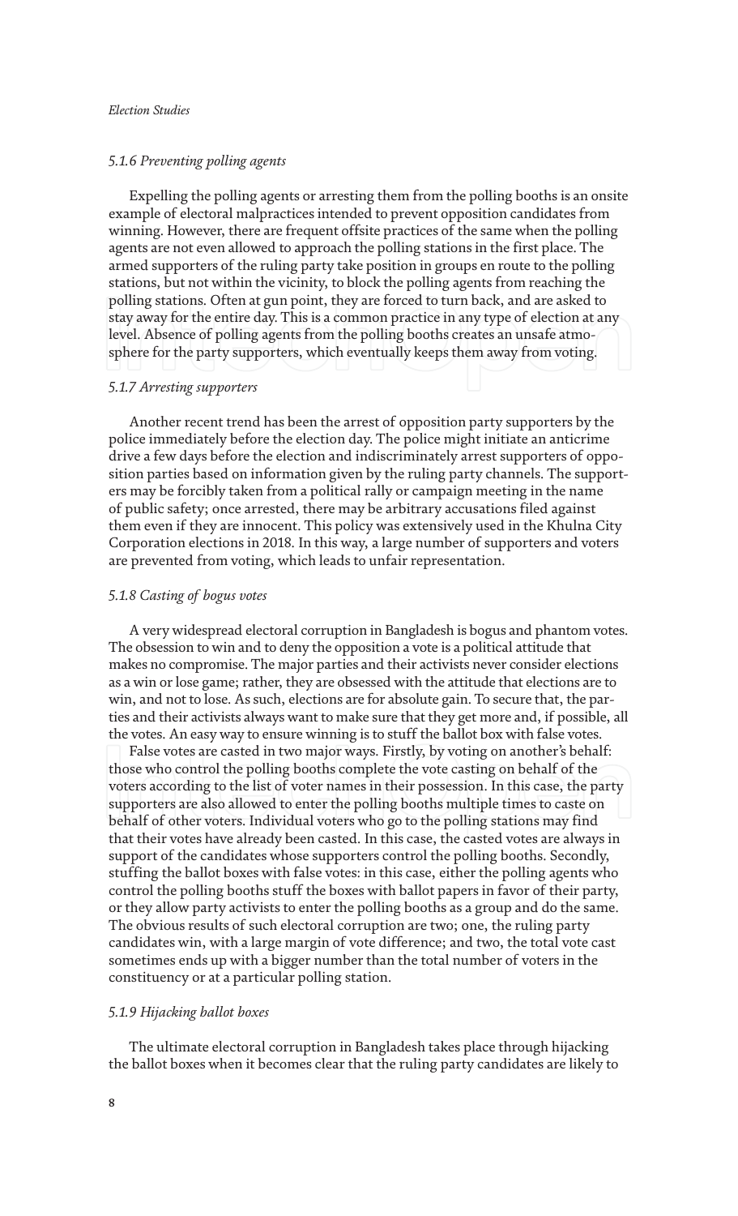#### *5.1.6 Preventing polling agents*

Expelling the polling agents or arresting them from the polling booths is an onsite example of electoral malpractices intended to prevent opposition candidates from winning. However, there are frequent offsite practices of the same when the polling agents are not even allowed to approach the polling stations in the first place. The armed supporters of the ruling party take position in groups en route to the polling stations, but not within the vicinity, to block the polling agents from reaching the polling stations. Often at gun point, they are forced to turn back, and are asked to stay away for the entire day. This is a common practice in any type of election at any level. Absence of polling agents from the polling booths creates an unsafe atmosphere for the party supporters, which eventually keeps them away from voting.

#### *5.1.7 Arresting supporters*

Another recent trend has been the arrest of opposition party supporters by the police immediately before the election day. The police might initiate an anticrime drive a few days before the election and indiscriminately arrest supporters of opposition parties based on information given by the ruling party channels. The supporters may be forcibly taken from a political rally or campaign meeting in the name of public safety; once arrested, there may be arbitrary accusations filed against them even if they are innocent. This policy was extensively used in the Khulna City Corporation elections in 2018. In this way, a large number of supporters and voters are prevented from voting, which leads to unfair representation.

#### *5.1.8 Casting of bogus votes*

A very widespread electoral corruption in Bangladesh is bogus and phantom votes. The obsession to win and to deny the opposition a vote is a political attitude that makes no compromise. The major parties and their activists never consider elections as a win or lose game; rather, they are obsessed with the attitude that elections are to win, and not to lose. As such, elections are for absolute gain. To secure that, the parties and their activists always want to make sure that they get more and, if possible, all the votes. An easy way to ensure winning is to stuff the ballot box with false votes.

False votes are casted in two major ways. Firstly, by voting on another's behalf: those who control the polling booths complete the vote casting on behalf of the voters according to the list of voter names in their possession. In this case, the party supporters are also allowed to enter the polling booths multiple times to caste on behalf of other voters. Individual voters who go to the polling stations may find that their votes have already been casted. In this case, the casted votes are always in support of the candidates whose supporters control the polling booths. Secondly, stuffing the ballot boxes with false votes: in this case, either the polling agents who control the polling booths stuff the boxes with ballot papers in favor of their party, or they allow party activists to enter the polling booths as a group and do the same. The obvious results of such electoral corruption are two; one, the ruling party candidates win, with a large margin of vote difference; and two, the total vote cast sometimes ends up with a bigger number than the total number of voters in the constituency or at a particular polling station.

#### *5.1.9 Hijacking ballot boxes*

The ultimate electoral corruption in Bangladesh takes place through hijacking the ballot boxes when it becomes clear that the ruling party candidates are likely to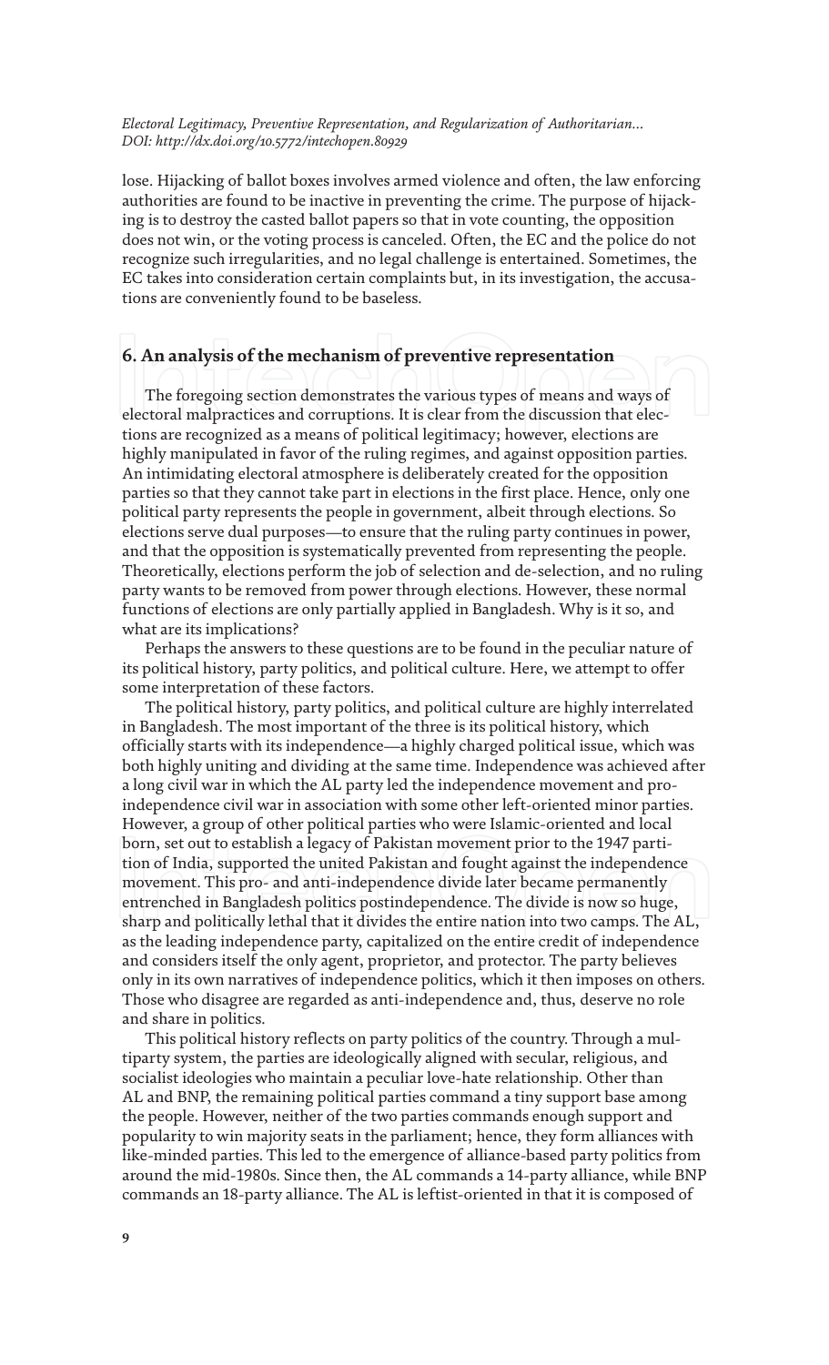lose. Hijacking of ballot boxes involves armed violence and often, the law enforcing authorities are found to be inactive in preventing the crime. The purpose of hijacking is to destroy the casted ballot papers so that in vote counting, the opposition does not win, or the voting process is canceled. Often, the EC and the police do not recognize such irregularities, and no legal challenge is entertained. Sometimes, the EC takes into consideration certain complaints but, in its investigation, the accusations are conveniently found to be baseless.

## 6. An analysis of the mechanism of preventive representation

The foregoing section demonstrates the various types of means and ways of electoral malpractices and corruptions. It is clear from the discussion that elections are recognized as a means of political legitimacy; however, elections are highly manipulated in favor of the ruling regimes, and against opposition parties. An intimidating electoral atmosphere is deliberately created for the opposition parties so that they cannot take part in elections in the first place. Hence, only one political party represents the people in government, albeit through elections. So elections serve dual purposes—to ensure that the ruling party continues in power, and that the opposition is systematically prevented from representing the people. Theoretically, elections perform the job of selection and de-selection, and no ruling party wants to be removed from power through elections. However, these normal functions of elections are only partially applied in Bangladesh. Why is it so, and what are its implications?

Perhaps the answers to these questions are to be found in the peculiar nature of its political history, party politics, and political culture. Here, we attempt to offer some interpretation of these factors.

The political history, party politics, and political culture are highly interrelated in Bangladesh. The most important of the three is its political history, which officially starts with its independence—a highly charged political issue, which was both highly uniting and dividing at the same time. Independence was achieved after a long civil war in which the AL party led the independence movement and pro-independence civil war in association with some other left-oriented minor parties. However, a group of other political parties who were Islamic-oriented and local born, set out to establish a legacy of Pakistan movement prior to the 1947 partition of India, supported the united Pakistan and fought against the independence movement. This pro- and anti-independence divide later became permanently entrenched in Bangladesh politics postindependence. The divide is now so huge, sharp and politically lethal that it divides the entire nation into two camps. The AL, as the leading independence party, capitalized on the entire credit of independence and considers itself the only agent, proprietor, and protector. The party believes only in its own narratives of independence politics, which it then imposes on others. Those who disagree are regarded as anti-independence and, thus, deserve no role and share in politics.

This political history reflects on party politics of the country. Through a multiparty system, the parties are ideologically aligned with secular, religious, and socialist ideologies who maintain a peculiar love-hate relationship. Other than AL and BNP, the remaining political parties command a tiny support base among the people. However, neither of the two parties commands enough support and popularity to win majority seats in the parliament; hence, they form alliances with like-minded parties. This led to the emergence of alliance-based party politics from around the mid-1980s. Since then, the AL commands a 14-party alliance, while BNP commands an 18-party alliance. The AL is leftist-oriented in that it is composed of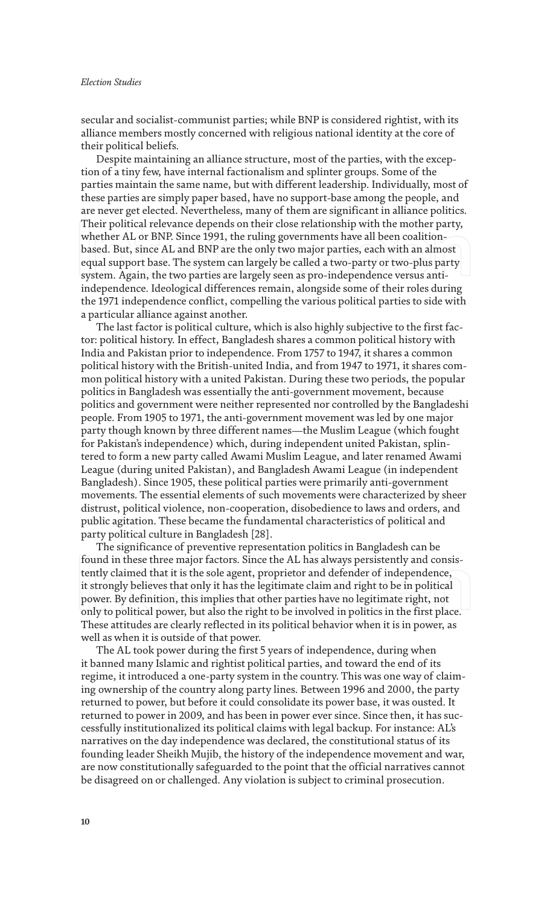secular and socialist-communist parties; while BNP is considered rightist, with its alliance members mostly concerned with religious national identity at the core of their political beliefs.

Despite maintaining an alliance structure, most of the parties, with the exception of a tiny few, have internal factionalism and splinter groups. Some of the parties maintain the same name, but with different leadership. Individually, most of these parties are simply paper based, have no support-base among the people, and are never get elected. Nevertheless, many of them are significant in alliance politics. Their political relevance depends on their close relationship with the mother party, whether AL or BNP. Since 1991, the ruling governments have all been coalition-based. But, since AL and BNP are the only two major parties, each with an almost equal support base. The system can largely be called a two-party or two-plus party system. Again, the two parties are largely seen as pro-independence versus anti-independence. Ideological differences remain, alongside some of their roles during the 1971 independence conflict, compelling the various political parties to side with a particular alliance against another.

The last factor is political culture, which is also highly subjective to the first factor: political history. In effect, Bangladesh shares a common political history with India and Pakistan prior to independence. From 1757 to 1947, it shares a common political history with the British-united India, and from 1947 to 1971, it shares common political history with a united Pakistan. During these two periods, the popular politics in Bangladesh was essentially the anti-government movement, because politics and government were neither represented nor controlled by the Bangladeshi people. From 1905 to 1971, the anti-government movement was led by one major party though known by three different names—the Muslim League (which fought for Pakistan's independence) which, during independent united Pakistan, splintered to form a new party called Awami Muslim League, and later renamed Awami League (during united Pakistan), and Bangladesh Awami League (in independent Bangladesh). Since 1905, these political parties were primarily anti-government movements. The essential elements of such movements were characterized by sheer distrust, political violence, non-cooperation, disobedience to laws and orders, and public agitation. These became the fundamental characteristics of political and party political culture in Bangladesh [28].

The significance of preventive representation politics in Bangladesh can be found in these three major factors. Since the AL has always persistently and consistently claimed that it is the sole agent, proprietor and defender of independence, it strongly believes that only it has the legitimate claim and right to be in political power. By definition, this implies that other parties have no legitimate right, not only to political power, but also the right to be involved in politics in the first place. These attitudes are clearly reflected in its political behavior when it is in power, as well as when it is outside of that power.

The AL took power during the first 5 years of independence, during when it banned many Islamic and rightist political parties, and toward the end of its regime, it introduced a one-party system in the country. This was one way of claiming ownership of the country along party lines. Between 1996 and 2000, the party returned to power, but before it could consolidate its power base, it was ousted. It returned to power in 2009, and has been in power ever since. Since then, it has successfully institutionalized its political claims with legal backup. For instance: AL's narratives on the day independence was declared, the constitutional status of its founding leader Sheikh Mujib, the history of the independence movement and war, are now constitutionally safeguarded to the point that the official narratives cannot be disagreed on or challenged. Any violation is subject to criminal prosecution.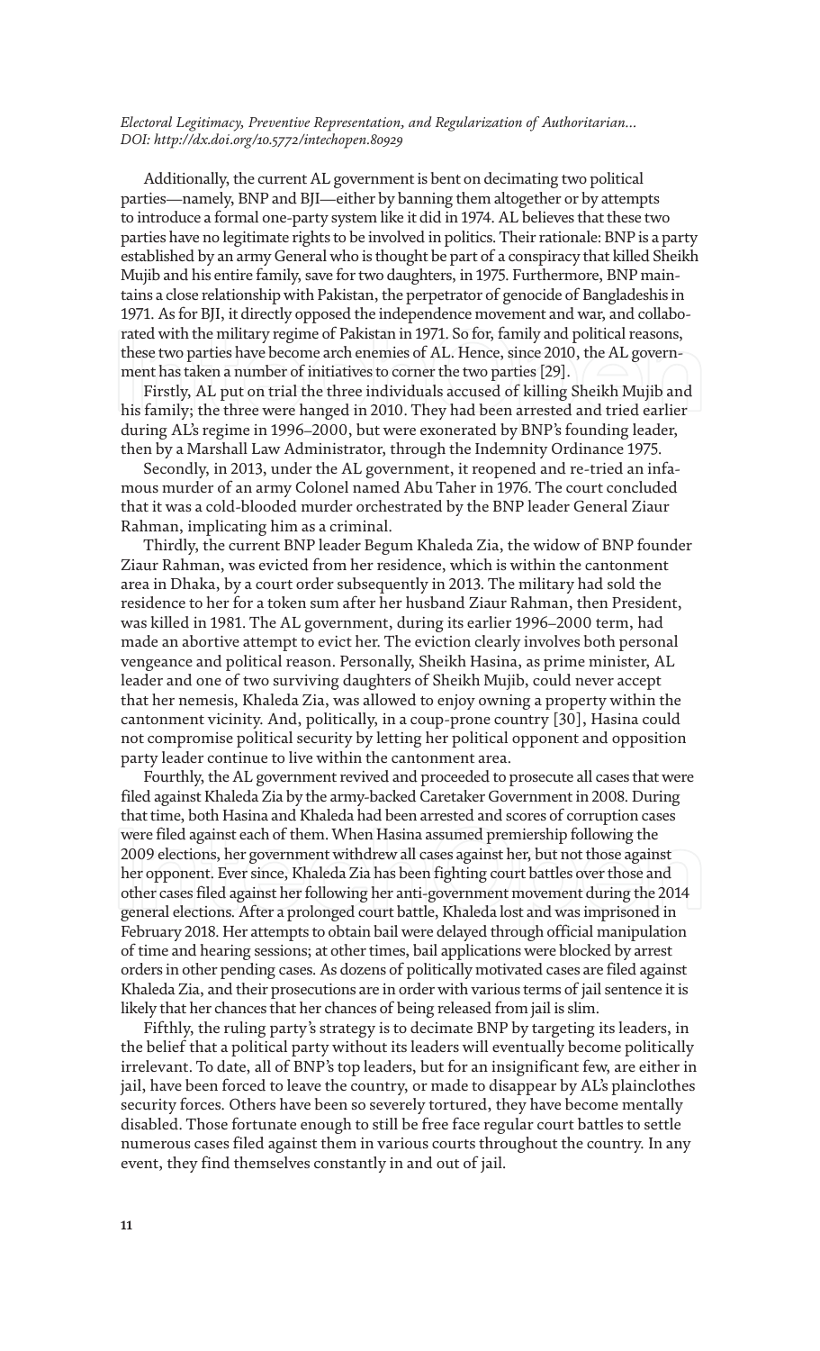Additionally, the current AL government is bent on decimating two political parties—namely, BNP and BJI—either by banning them altogether or by attempts to introduce a formal one-party system like it did in 1974. AL believes that these two parties have no legitimate rights to be involved in politics. Their rationale: BNP is a party established by an army General who is thought be part of a conspiracy that killed Sheikh Mujib and his entire family, save for two daughters, in 1975. Furthermore, BNP maintains a close relationship with Pakistan, the perpetrator of genocide of Bangladeshis in 1971. As for BJI, it directly opposed the independence movement and war, and collaborated with the military regime of Pakistan in 1971. So for, family and political reasons, these two parties have become arch enemies of AL. Hence, since 2010, the AL government has taken a number of initiatives to corner the two parties [29].

Firstly, AL put on trial the three individuals accused of killing Sheikh Mujib and his family; the three were hanged in 2010. They had been arrested and tried earlier during AL's regime in 1996–2000, but were exonerated by BNP's founding leader, then by a Marshall Law Administrator, through the Indemnity Ordinance 1975.

Secondly, in 2013, under the AL government, it reopened and re-tried an infamous murder of an army Colonel named Abu Taher in 1976. The court concluded that it was a cold-blooded murder orchestrated by the BNP leader General Ziaur Rahman, implicating him as a criminal.

Thirdly, the current BNP leader Begum Khaleda Zia, the widow of BNP founder Ziaur Rahman, was evicted from her residence, which is within the cantonment area in Dhaka, by a court order subsequently in 2013. The military had sold the residence to her for a token sum after her husband Ziaur Rahman, then President, was killed in 1981. The AL government, during its earlier 1996–2000 term, had made an abortive attempt to evict her. The eviction clearly involves both personal vengeance and political reason. Personally, Sheikh Hasina, as prime minister, AL leader and one of two surviving daughters of Sheikh Mujib, could never accept that her nemesis, Khaleda Zia, was allowed to enjoy owning a property within the cantonment vicinity. And, politically, in a coup-prone country [30], Hasina could not compromise political security by letting her political opponent and opposition party leader continue to live within the cantonment area.

Fourthly, the AL government revived and proceeded to prosecute all cases that were filed against Khaleda Zia by the army-backed Caretaker Government in 2008. During that time, both Hasina and Khaleda had been arrested and scores of corruption cases were filed against each of them. When Hasina assumed premiership following the 2009 elections, her government withdrew all cases against her, but not those against her opponent. Ever since, Khaleda Zia has been fighting court battles over those and other cases filed against her following her anti-government movement during the 2014 general elections. After a prolonged court battle, Khaleda lost and was imprisoned in February 2018. Her attempts to obtain bail were delayed through official manipulation of time and hearing sessions; at other times, bail applications were blocked by arrest orders in other pending cases. As dozens of politically motivated cases are filed against Khaleda Zia, and their prosecutions are in order with various terms of jail sentence it is likely that her chances that her chances of being released from jail is slim.

Fifthly, the ruling party's strategy is to decimate BNP by targeting its leaders, in the belief that a political party without its leaders will eventually become politically irrelevant. To date, all of BNP's top leaders, but for an insignificant few, are either in jail, have been forced to leave the country, or made to disappear by AL's plainclothes security forces. Others have been so severely tortured, they have become mentally disabled. Those fortunate enough to still be free face regular court battles to settle numerous cases filed against them in various courts throughout the country. In any event, they find themselves constantly in and out of jail.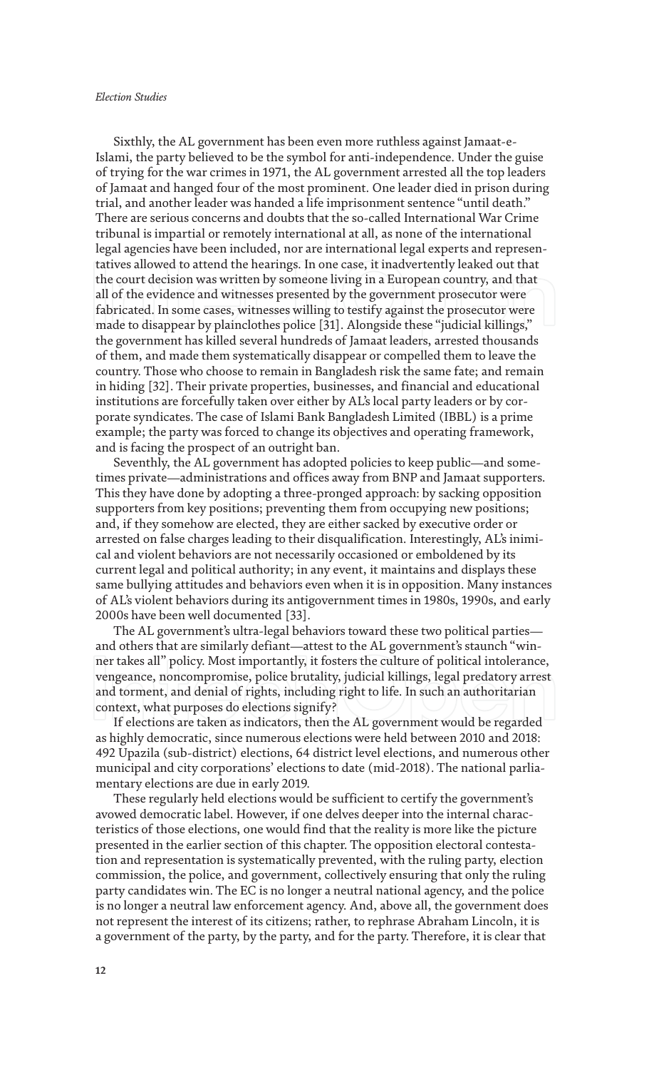Sixthly, the AL government has been even more ruthless against Jamaat-e-Islami, the party believed to be the symbol for anti-independence. Under the guise of trying for the war crimes in 1971, the AL government arrested all the top leaders of Jamaat and hanged four of the most prominent. One leader died in prison during trial, and another leader was handed a life imprisonment sentence "until death." There are serious concerns and doubts that the so-called International War Crime tribunal is impartial or remotely international at all, as none of the international legal agencies have been included, nor are international legal experts and representatives allowed to attend the hearings. In one case, it inadvertently leaked out that the court decision was written by someone living in a European country, and that all of the evidence and witnesses presented by the government prosecutor were fabricated. In some cases, witnesses willing to testify against the prosecutor were made to disappear by plainclothes police [31]. Alongside these "judicial killings," the government has killed several hundreds of Jamaat leaders, arrested thousands of them, and made them systematically disappear or compelled them to leave the country. Those who choose to remain in Bangladesh risk the same fate; and remain in hiding [32]. Their private properties, businesses, and financial and educational institutions are forcefully taken over either by AL's local party leaders or by corporate syndicates. The case of Islami Bank Bangladesh Limited (IBBL) is a prime example; the party was forced to change its objectives and operating framework, and is facing the prospect of an outright ban.

Seventhly, the AL government has adopted policies to keep public—and sometimes private—administrations and offices away from BNP and Jamaat supporters. This they have done by adopting a three-pronged approach: by sacking opposition supporters from key positions; preventing them from occupying new positions; and, if they somehow are elected, they are either sacked by executive order or arrested on false charges leading to their disqualification. Interestingly, AL's inimical and violent behaviors are not necessarily occasioned or emboldened by its current legal and political authority; in any event, it maintains and displays these same bullying attitudes and behaviors even when it is in opposition. Many instances of AL's violent behaviors during its antigovernment times in 1980s, 1990s, and early 2000s have been well documented [33].

The AL government's ultra-legal behaviors toward these two political parties—and others that are similarly defiant—attest to the AL government's staunch "winner takes all" policy. Most importantly, it fosters the culture of political intolerance, vengeance, noncompromise, police brutality, judicial killings, legal predatory arrest and torment, and denial of rights, including right to life. In such an authoritarian context, what purposes do elections signify?

If elections are taken as indicators, then the AL government would be regarded as highly democratic, since numerous elections were held between 2010 and 2018: 492 Upazila (sub-district) elections, 64 district level elections, and numerous other municipal and city corporations' elections to date (mid-2018). The national parliamentary elections are due in early 2019.

These regularly held elections would be sufficient to certify the government's avowed democratic label. However, if one delves deeper into the internal characteristics of those elections, one would find that the reality is more like the picture presented in the earlier section of this chapter. The opposition electoral contestation and representation is systematically prevented, with the ruling party, election commission, the police, and government, collectively ensuring that only the ruling party candidates win. The EC is no longer a neutral national agency, and the police is no longer a neutral law enforcement agency. And, above all, the government does not represent the interest of its citizens; rather, to rephrase Abraham Lincoln, it is a government of the party, by the party, and for the party. Therefore, it is clear that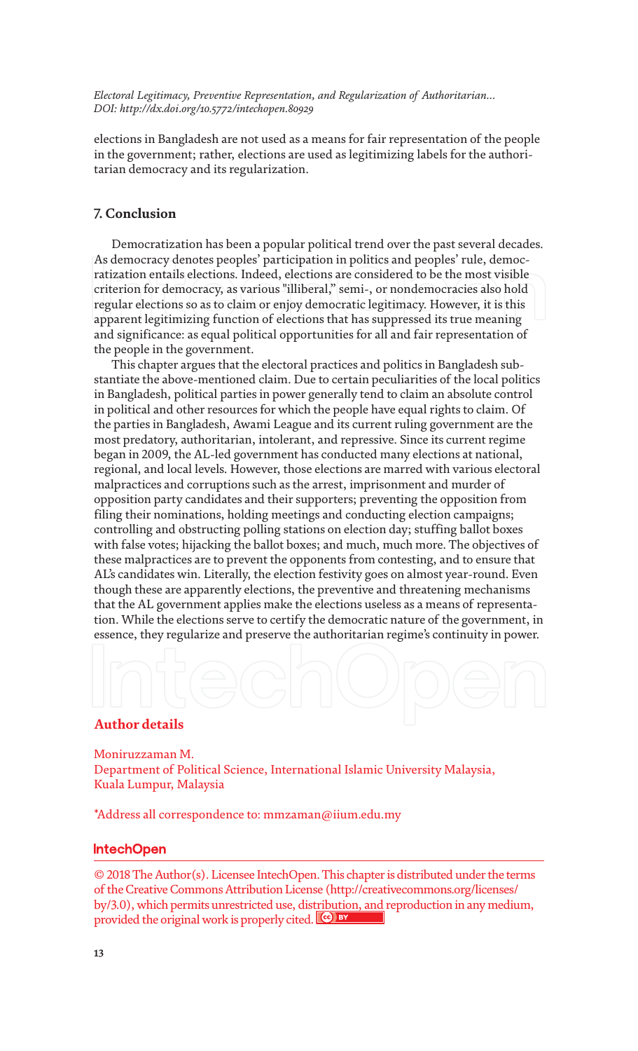elections in Bangladesh are not used as a means for fair representation of the people in the government; rather, elections are used as legitimizing labels for the authoritarian democracy and its regularization.

## 7. Conclusion

Democratization has been a popular political trend over the past several decades. As democracy denotes peoples' participation in politics and peoples' rule, democratization entails elections. Indeed, elections are considered to be the most visible criterion for democracy, as various "illiberal," semi-, or nondemocracies also hold regular elections so as to claim or enjoy democratic legitimacy. However, it is this apparent legitimizing function of elections that has suppressed its true meaning and significance: as equal political opportunities for all and fair representation of the people in the government.

This chapter argues that the electoral practices and politics in Bangladesh substantiate the above-mentioned claim. Due to certain peculiarities of the local politics in Bangladesh, political parties in power generally tend to claim an absolute control in political and other resources for which the people have equal rights to claim. Of the parties in Bangladesh, Awami League and its current ruling government are the most predatory, authoritarian, intolerant, and repressive. Since its current regime began in 2009, the AL-led government has conducted many elections at national, regional, and local levels. However, those elections are marred with various electoral malpractices and corruptions such as the arrest, imprisonment and murder of opposition party candidates and their supporters; preventing the opposition from filing their nominations, holding meetings and conducting election campaigns; controlling and obstructing polling stations on election day; stuffing ballot boxes with false votes; hijacking the ballot boxes; and much, much more. The objectives of these malpractices are to prevent the opponents from contesting, and to ensure that AL's candidates win. Literally, the election festivity goes on almost year-round. Even though these are apparently elections, the preventive and threatening mechanisms that the AL government applies make the elections useless as a means of representation. While the elections serve to certify the democratic nature of the government, in essence, they regularize and preserve the authoritarian regime's continuity in power.

## Author details

Moniruzzaman M.
Department of Political Science, International Islamic University Malaysia, Kuala Lumpur, Malaysia

*Address all correspondence to: mmzaman@iium.edu.my

© 2018 The Author(s). Licensee IntechOpen. This chapter is distributed under the terms of the Creative Commons Attribution License (http://creativecommons.org/licenses/by/3.0), which permits unrestricted use, distribution, and reproduction in any medium, provided the original work is properly cited.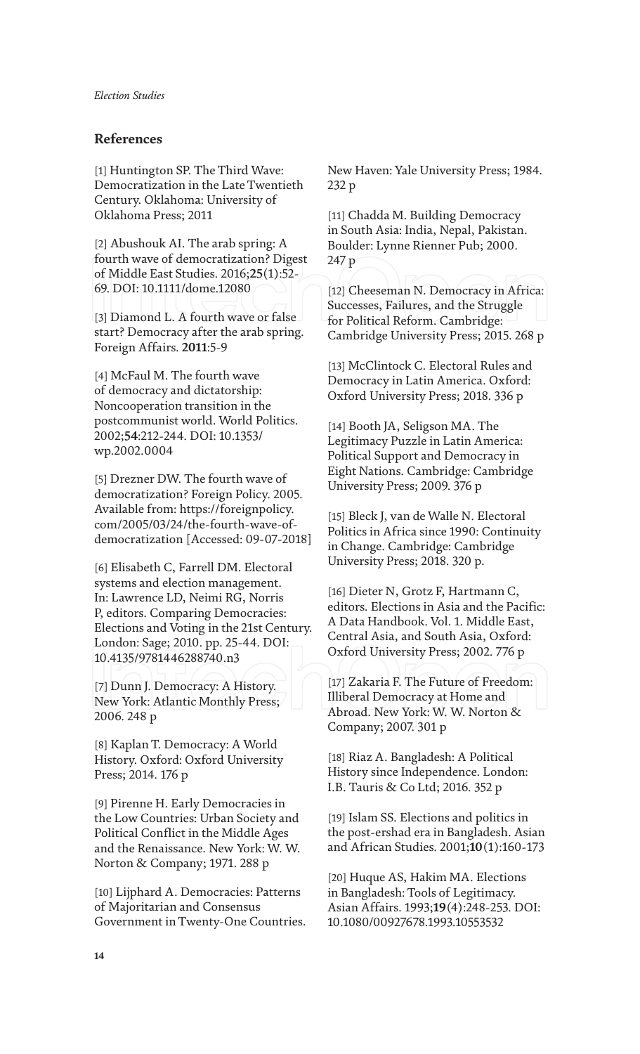## References

[1] Huntington SP. The Third Wave: Democratization in the Late Twentieth Century. Oklahoma: University of Oklahoma Press; 2011

[2] Abushouk AI. The arab spring: A fourth wave of democratization? Digest of Middle East Studies. 2016;**25**(1):52-69. DOI: 10.1111/dome.12080

[3] Diamond L. A fourth wave or false start? Democracy after the arab spring. Foreign Affairs. **2011**:5-9

[4] McFaul M. The fourth wave of democracy and dictatorship: Noncooperation transition in the postcommunist world. World Politics. 2002;**54**:212-244. DOI: 10.1353/wp.2002.0004

[5] Drezner DW. The fourth wave of democratization? Foreign Policy. 2005. Available from: https://foreignpolicy.com/2005/03/24/the-fourth-wave-of-democratization [Accessed: 09-07-2018]

[6] Elisabeth C, Farrell DM. Electoral systems and election management. In: Lawrence LD, Neimi RG, Norris P, editors. Comparing Democracies: Elections and Voting in the 21st Century. London: Sage; 2010. pp. 25-44. DOI: 10.4135/9781446288740.n3

[7] Dunn J. Democracy: A History. New York: Atlantic Monthly Press; 2006. 248 p

[8] Kaplan T. Democracy: A World History. Oxford: Oxford University Press; 2014. 176 p

[9] Pirenne H. Early Democracies in the Low Countries: Urban Society and Political Conflict in the Middle Ages and the Renaissance. New York: W. W. Norton & Company; 1971. 288 p

[10] Lijphard A. Democracies: Patterns of Majoritarian and Consensus Government in Twenty-One Countries. New Haven: Yale University Press; 1984. 232 p

[11] Chadda M. Building Democracy in South Asia: India, Nepal, Pakistan. Boulder: Lynne Rienner Pub; 2000. 247 p

[12] Cheeseman N. Democracy in Africa: Successes, Failures, and the Struggle for Political Reform. Cambridge: Cambridge University Press; 2015. 268 p

[13] McClintock C. Electoral Rules and Democracy in Latin America. Oxford: Oxford University Press; 2018. 336 p

[14] Booth JA, Seligson MA. The Legitimacy Puzzle in Latin America: Political Support and Democracy in Eight Nations. Cambridge: Cambridge University Press; 2009. 376 p

[15] Bleck J, van de Walle N. Electoral Politics in Africa since 1990: Continuity in Change. Cambridge: Cambridge University Press; 2018. 320 p.

[16] Dieter N, Grotz F, Hartmann C, editors. Elections in Asia and the Pacific: A Data Handbook. Vol. 1. Middle East, Central Asia, and South Asia, Oxford: Oxford University Press; 2002. 776 p

[17] Zakaria F. The Future of Freedom: Illiberal Democracy at Home and Abroad. New York: W. W. Norton & Company; 2007. 301 p

[18] Riaz A. Bangladesh: A Political History since Independence. London: I.B. Tauris & Co Ltd; 2016. 352 p

[19] Islam SS. Elections and politics in the post-ershad era in Bangladesh. Asian and African Studies. 2001;**10**(1):160-173

[20] Huque AS, Hakim MA. Elections in Bangladesh: Tools of Legitimacy. Asian Affairs. 1993;**19**(4):248-253. DOI: 10.1080/00927678.1993.10553532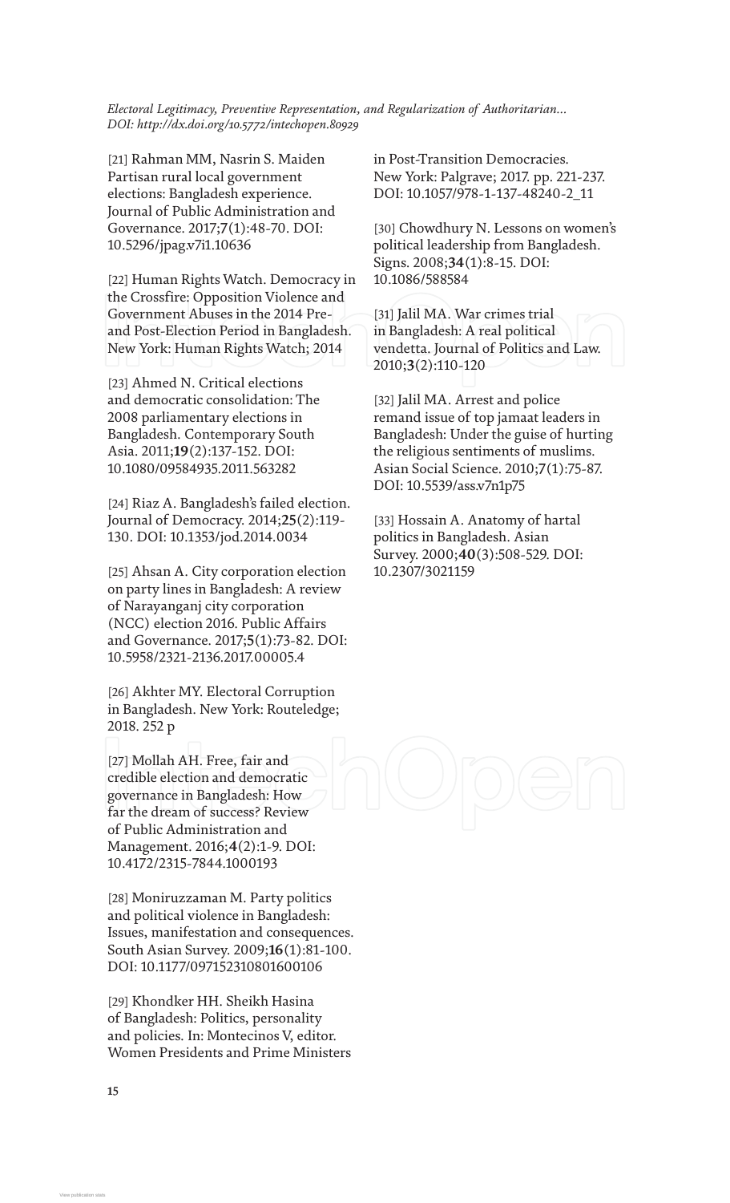[21] Rahman MM, Nasrin S. Maiden Partisan rural local government elections: Bangladesh experience. Journal of Public Administration and Governance. 2017;**7**(1):48-70. DOI: 10.5296/jpag.v7i1.10636

[22] Human Rights Watch. Democracy in the Crossfire: Opposition Violence and Government Abuses in the 2014 Pre- and Post-Election Period in Bangladesh. New York: Human Rights Watch; 2014

[23] Ahmed N. Critical elections and democratic consolidation: The 2008 parliamentary elections in Bangladesh. Contemporary South Asia. 2011;**19**(2):137-152. DOI: 10.1080/09584935.2011.563282

[24] Riaz A. Bangladesh's failed election. Journal of Democracy. 2014;**25**(2):119-130. DOI: 10.1353/jod.2014.0034

[25] Ahsan A. City corporation election on party lines in Bangladesh: A review of Narayanganj city corporation (NCC) election 2016. Public Affairs and Governance. 2017;**5**(1):73-82. DOI: 10.5958/2321-2136.2017.00005.4

[26] Akhter MY. Electoral Corruption in Bangladesh. New York: Routeledge; 2018. 252 p

[27] Mollah AH. Free, fair and credible election and democratic governance in Bangladesh: How far the dream of success? Review of Public Administration and Management. 2016;**4**(2):1-9. DOI: 10.4172/2315-7844.1000193

[28] Moniruzzaman M. Party politics and political violence in Bangladesh: Issues, manifestation and consequences. South Asian Survey. 2009;**16**(1):81-100. DOI: 10.1177/097152310801600106

[29] Khondker HH. Sheikh Hasina of Bangladesh: Politics, personality and policies. In: Montecinos V, editor. Women Presidents and Prime Ministers in Post-Transition Democracies. New York: Palgrave; 2017. pp. 221-237. DOI: 10.1057/978-1-137-48240-2_11

[30] Chowdhury N. Lessons on women's political leadership from Bangladesh. Signs. 2008;**34**(1):8-15. DOI: 10.1086/588584

[31] Jalil MA. War crimes trial in Bangladesh: A real political vendetta. Journal of Politics and Law. 2010;**3**(2):110-120

[32] Jalil MA. Arrest and police remand issue of top jamaat leaders in Bangladesh: Under the guise of hurting the religious sentiments of muslims. Asian Social Science. 2010;**7**(1):75-87. DOI: 10.5539/ass.v7n1p75

[33] Hossain A. Anatomy of hartal politics in Bangladesh. Asian Survey. 2000;**40**(3):508-529. DOI: 10.2307/3021159